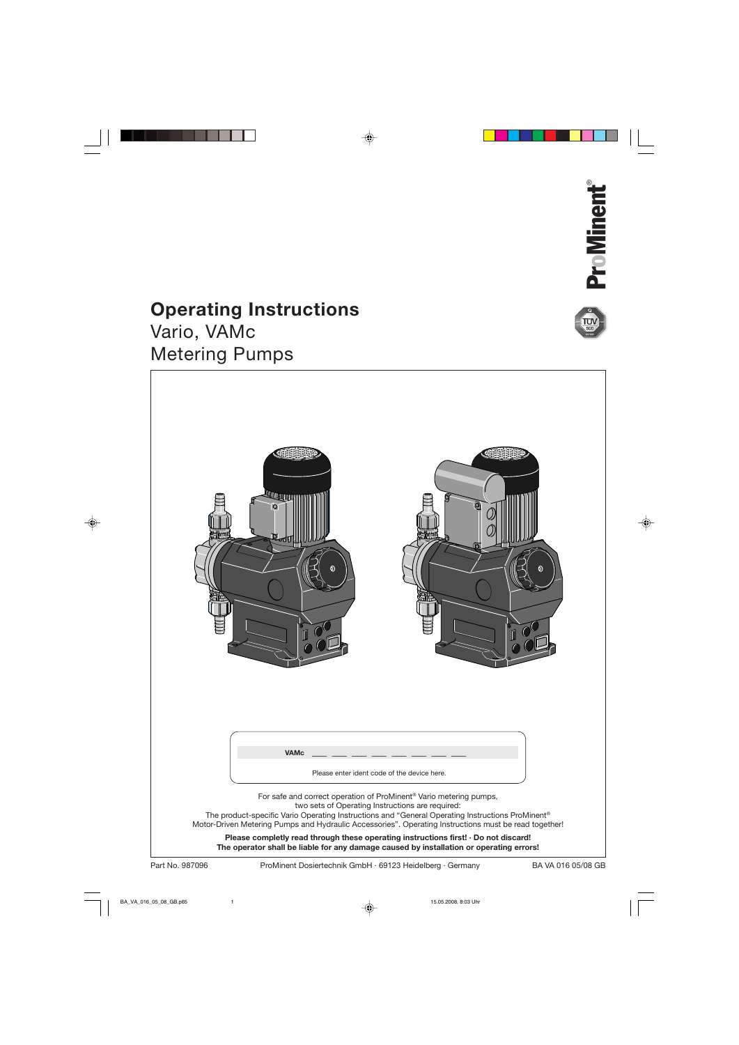# Operating Instructions

## Vario, VAMc
## Metering Pumps

ProMinent®

**VAMc** ___ ___ ___ ___ ___ ___ ___ ___

Please enter ident code of the device here.

For safe and correct operation of ProMinent® Vario metering pumps, two sets of Operating Instructions are required: The product-specific Vario Operating Instructions and "General Operating Instructions ProMinent® Motor-Driven Metering Pumps and Hydraulic Accessories". Operating Instructions must be read together!

**Please completly read through these operating instructions first! · Do not discard!**
**The operator shall be liable for any damage caused by installation or operating errors!**

Part No. 987096 ProMinent Dosiertechnik GmbH · 69123 Heidelberg · Germany BA VA 016 05/08 GB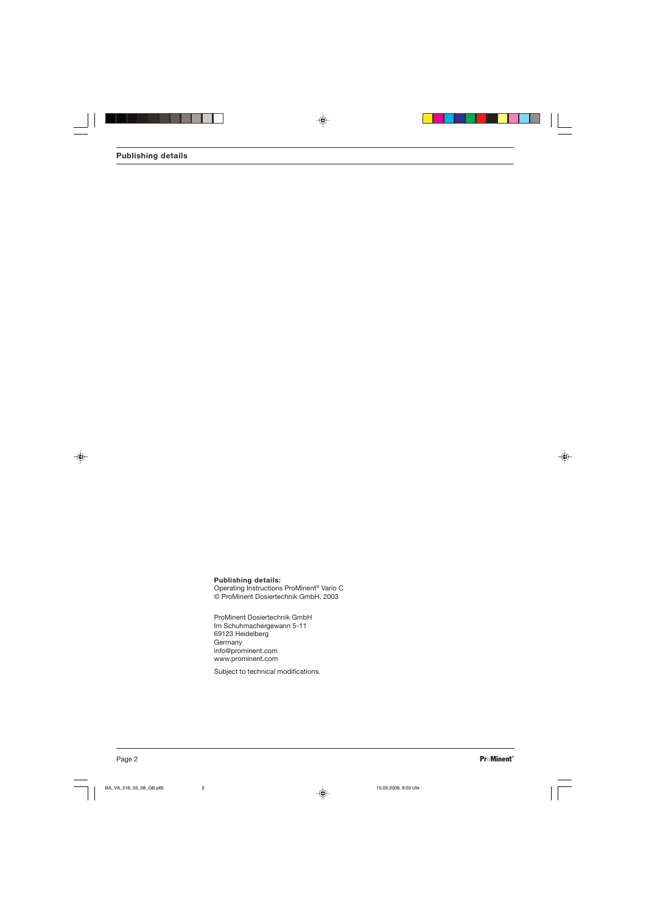## Publishing details

**Publishing details:**
Operating Instructions ProMinent® Vario C
© ProMinent Dosiertechnik GmbH, 2003

ProMinent Dosiertechnik GmbH
Im Schuhmachergewann 5-11
69123 Heidelberg
Germany
info@prominent.com
www.prominent.com

Subject to technical modifications.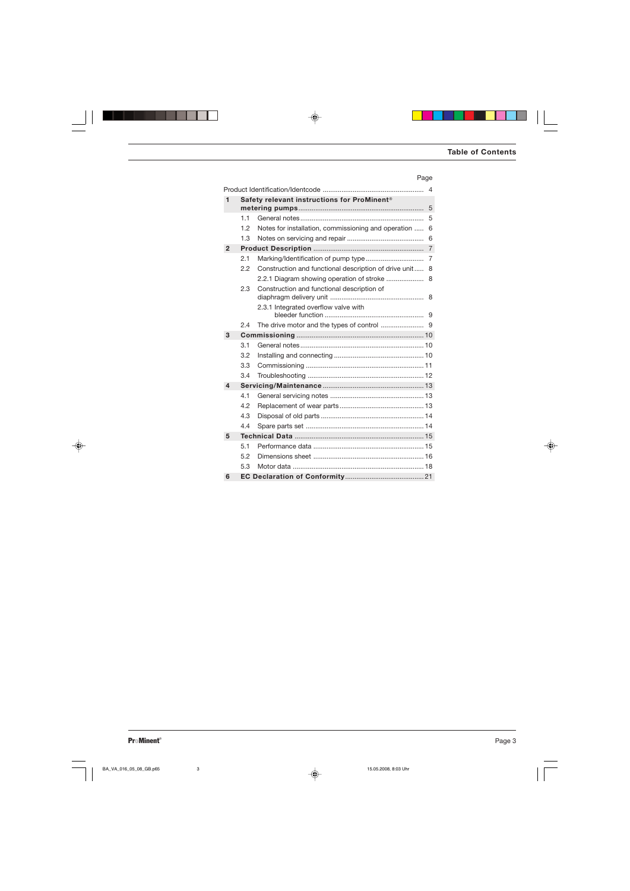# Table of Contents

| | | Page |
|---|---|---|
| Product Identification/Identcode | | 4 |
| **1** | **Safety relevant instructions for ProMinent® metering pumps** | 5 |
| 1.1 | General notes | 5 |
| 1.2 | Notes for installation, commissioning and operation | 6 |
| 1.3 | Notes on servicing and repair | 6 |
| **2** | **Product Description** | 7 |
| 2.1 | Marking/Identification of pump type | 7 |
| 2.2 | Construction and functional description of drive unit | 8 |
| | 2.2.1 Diagram showing operation of stroke | 8 |
| 2.3 | Construction and functional description of diaphragm delivery unit | 8 |
| | 2.3.1 Integrated overflow valve with bleeder function | 9 |
| 2.4 | The drive motor and the types of control | 9 |
| **3** | **Commissioning** | 10 |
| 3.1 | General notes | 10 |
| 3.2 | Installing and connecting | 10 |
| 3.3 | Commissioning | 11 |
| 3.4 | Troubleshooting | 12 |
| **4** | **Servicing/Maintenance** | 13 |
| 4.1 | General servicing notes | 13 |
| 4.2 | Replacement of wear parts | 13 |
| 4.3 | Disposal of old parts | 14 |
| 4.4 | Spare parts set | 14 |
| **5** | **Technical Data** | 15 |
| 5.1 | Performance data | 15 |
| 5.2 | Dimensions sheet | 16 |
| 5.3 | Motor data | 18 |
| **6** | **EC Declaration of Conformity** | 21 |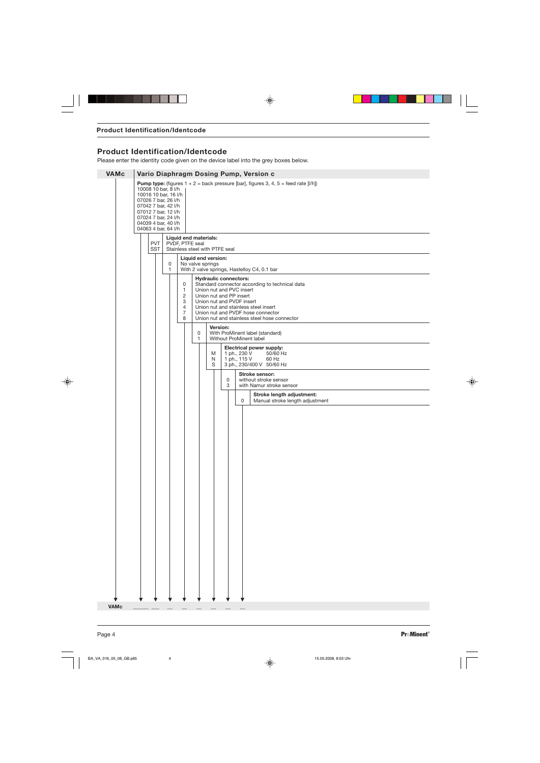## Product Identification/Identcode

Please enter the identity code given on the device label into the grey boxes below.

**VAMc** — **Vario Diaphragm Dosing Pump, Version c**

**Pump type:** (figures 1 + 2 = back pressure [bar], figures 3, 4, 5 = feed rate [l/h])

- 10008 10 bar, 8 l/h
- 10016 10 bar, 16 l/h
- 07026 7 bar, 26 l/h
- 07042 7 bar, 42 l/h
- 07012 7 bar, 12 l/h
- 07024 7 bar, 24 l/h
- 04039 4 bar, 40 l/h
- 04063 4 bar, 64 l/h

**Liquid end materials:**

| Code | Description |
|---|---|
| PVT | PVDF, PTFE seal |
| SST | Stainless steel with PTFE seal |

**Liquid end version:**

| Code | Description |
|---|---|
| 0 | No valve springs |
| 1 | With 2 valve springs, Hastelloy C4, 0.1 bar |

**Hydraulic connectors:**

| Code | Description |
|---|---|
| 0 | Standard connector according to technical data |
| 1 | Union nut and PVC insert |
| 2 | Union nut and PP insert |
| 3 | Union nut and PVDF insert |
| 4 | Union nut and stainless steel insert |
| 7 | Union nut and PVDF hose connector |
| 8 | Union nut and stainless steel hose connector |

**Version:**

| Code | Description |
|---|---|
| 0 | With ProMinent label (standard) |
| 1 | Without ProMinent label |

**Electrical power supply:**

| Code | Description | |
|---|---|---|
| M | 1 ph., 230 V | 50/60 Hz |
| N | 1 ph., 115 V | 60 Hz |
| S | 3 ph., 230/400 V | 50/60 Hz |

**Stroke sensor:**

| Code | Description |
|---|---|
| 0 | without stroke sensor |
| 3 | with Namur stroke sensor |

**Stroke length adjustment:**

| Code | Description |
|---|---|
| 0 | Manual stroke length adjustment |

**VAMc** ____ __ _ _ _ _ _ _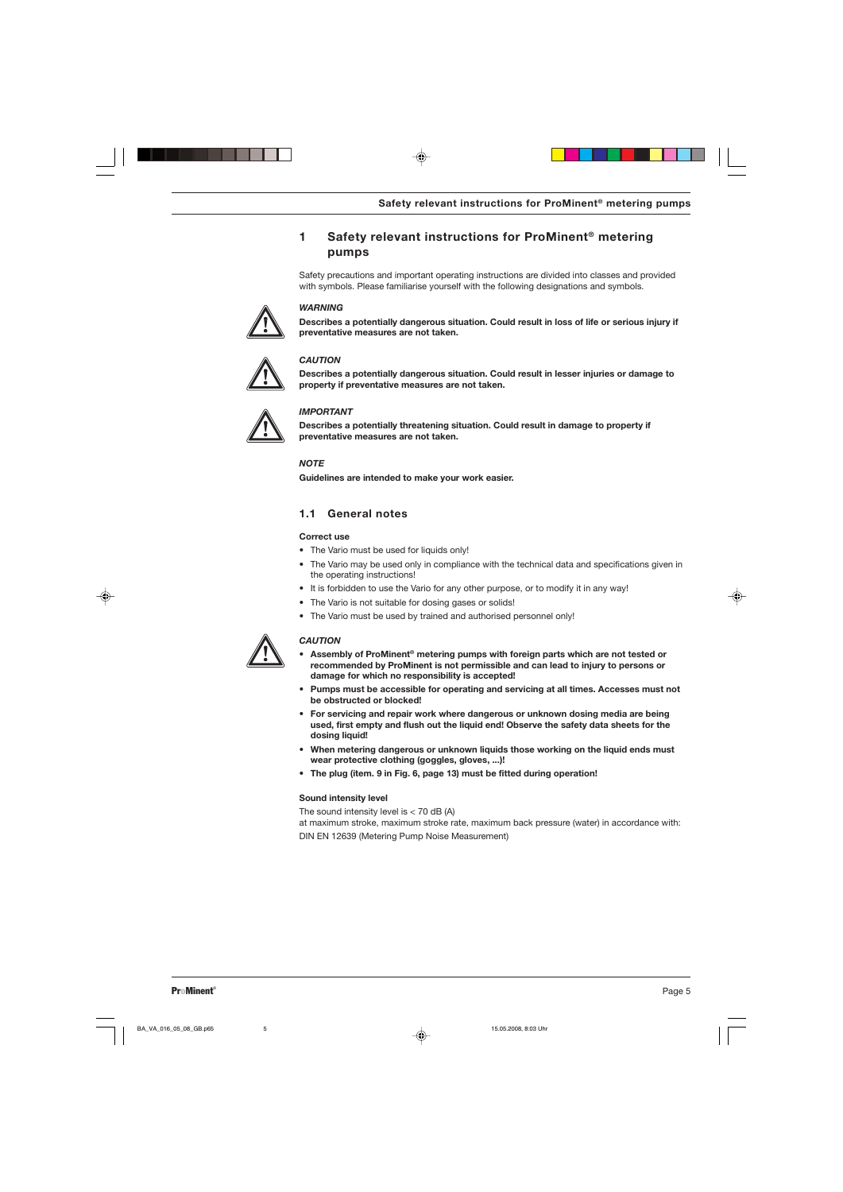# 1 Safety relevant instructions for ProMinent® metering pumps

Safety precautions and important operating instructions are divided into classes and provided with symbols. Please familiarise yourself with the following designations and symbols.

***WARNING***

**Describes a potentially dangerous situation. Could result in loss of life or serious injury if preventative measures are not taken.**

***CAUTION***

**Describes a potentially dangerous situation. Could result in lesser injuries or damage to property if preventative measures are not taken.**

***IMPORTANT***

**Describes a potentially threatening situation. Could result in damage to property if preventative measures are not taken.**

***NOTE***

**Guidelines are intended to make your work easier.**

## 1.1 General notes

**Correct use**

- The Vario must be used for liquids only!
- The Vario may be used only in compliance with the technical data and specifications given in the operating instructions!
- It is forbidden to use the Vario for any other purpose, or to modify it in any way!
- The Vario is not suitable for dosing gases or solids!
- The Vario must be used by trained and authorised personnel only!

***CAUTION***

- **Assembly of ProMinent® metering pumps with foreign parts which are not tested or recommended by ProMinent is not permissible and can lead to injury to persons or damage for which no responsibility is accepted!**
- **Pumps must be accessible for operating and servicing at all times. Accesses must not be obstructed or blocked!**
- **For servicing and repair work where dangerous or unknown dosing media are being used, first empty and flush out the liquid end! Observe the safety data sheets for the dosing liquid!**
- **When metering dangerous or unknown liquids those working on the liquid ends must wear protective clothing (goggles, gloves, ...)!**
- **The plug (item. 9 in Fig. 6, page 13) must be fitted during operation!**

**Sound intensity level**

The sound intensity level is < 70 dB (A)
at maximum stroke, maximum stroke rate, maximum back pressure (water) in accordance with:
DIN EN 12639 (Metering Pump Noise Measurement)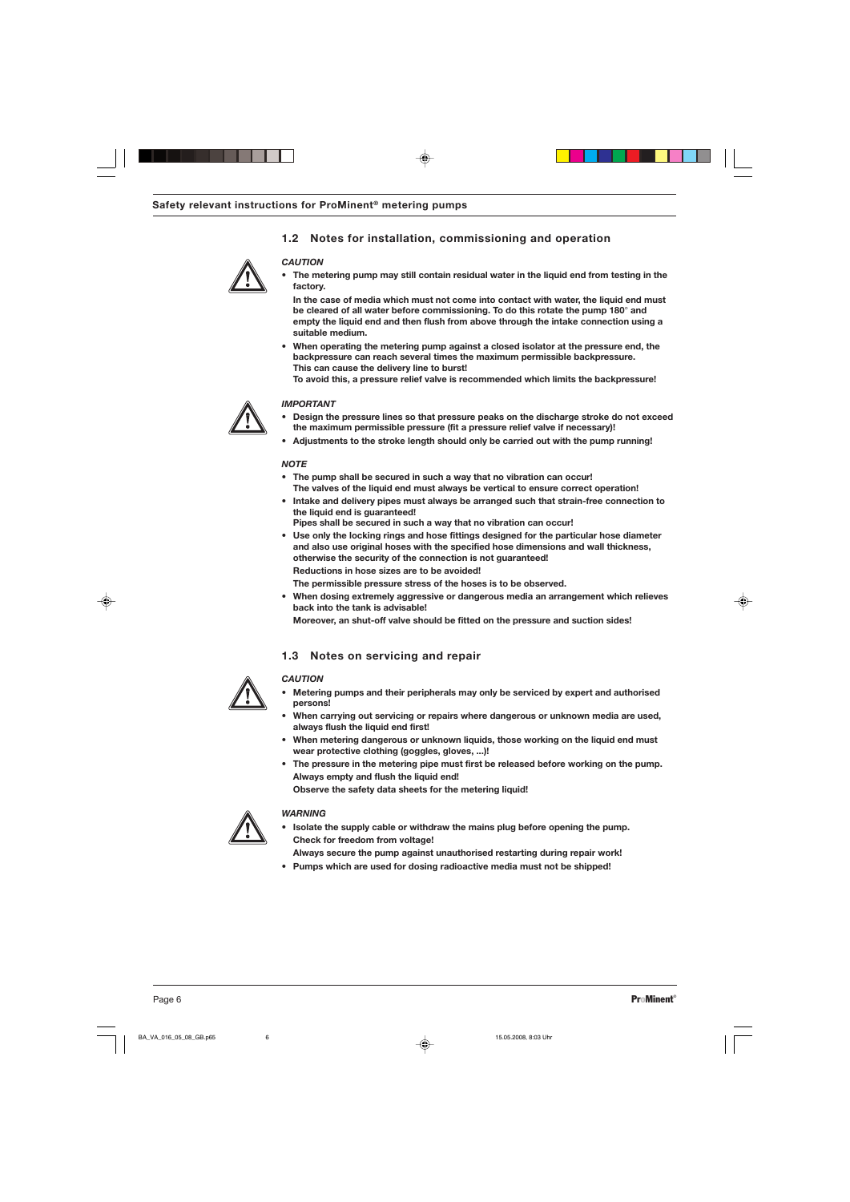## 1.2 Notes for installation, commissioning and operation

*CAUTION*

- **The metering pump may still contain residual water in the liquid end from testing in the factory.**

  **In the case of media which must not come into contact with water, the liquid end must be cleared of all water before commissioning. To do this rotate the pump 180° and empty the liquid end and then flush from above through the intake connection using a suitable medium.**
- **When operating the metering pump against a closed isolator at the pressure end, the backpressure can reach several times the maximum permissible backpressure. This can cause the delivery line to burst!**

  **To avoid this, a pressure relief valve is recommended which limits the backpressure!**

*IMPORTANT*

- **Design the pressure lines so that pressure peaks on the discharge stroke do not exceed the maximum permissible pressure (fit a pressure relief valve if necessary)!**
- **Adjustments to the stroke length should only be carried out with the pump running!**

*NOTE*

- **The pump shall be secured in such a way that no vibration can occur!**

  **The valves of the liquid end must always be vertical to ensure correct operation!**
- **Intake and delivery pipes must always be arranged such that strain-free connection to the liquid end is guaranteed!**

  **Pipes shall be secured in such a way that no vibration can occur!**
- **Use only the locking rings and hose fittings designed for the particular hose diameter and also use original hoses with the specified hose dimensions and wall thickness, otherwise the security of the connection is not guaranteed!**

  **Reductions in hose sizes are to be avoided!**

  **The permissible pressure stress of the hoses is to be observed.**
- **When dosing extremely aggressive or dangerous media an arrangement which relieves back into the tank is advisable!**

  **Moreover, an shut-off valve should be fitted on the pressure and suction sides!**

## 1.3 Notes on servicing and repair

*CAUTION*

- **Metering pumps and their peripherals may only be serviced by expert and authorised persons!**
- **When carrying out servicing or repairs where dangerous or unknown media are used, always flush the liquid end first!**
- **When metering dangerous or unknown liquids, those working on the liquid end must wear protective clothing (goggles, gloves, ...)!**
- **The pressure in the metering pipe must first be released before working on the pump.**

  **Always empty and flush the liquid end!**

  **Observe the safety data sheets for the metering liquid!**

*WARNING*

- **Isolate the supply cable or withdraw the mains plug before opening the pump.**

  **Check for freedom from voltage!**

  **Always secure the pump against unauthorised restarting during repair work!**
- **Pumps which are used for dosing radioactive media must not be shipped!**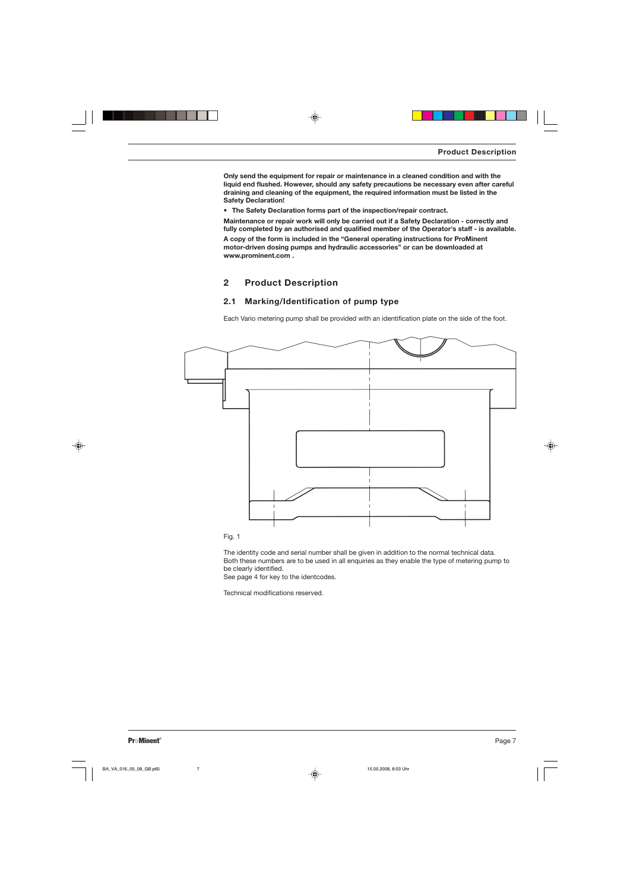**Only send the equipment for repair or maintenance in a cleaned condition and with the liquid end flushed. However, should any safety precautions be necessary even after careful draining and cleaning of the equipment, the required information must be listed in the Safety Declaration!**

- **The Safety Declaration forms part of the inspection/repair contract.**

**Maintenance or repair work will only be carried out if a Safety Declaration - correctly and fully completed by an authorised and qualified member of the Operator's staff - is available.**

**A copy of the form is included in the "General operating instructions for ProMinent motor-driven dosing pumps and hydraulic accessories" or can be downloaded at www.prominent.com .**

## 2 Product Description

### 2.1 Marking/Identification of pump type

Each Vario metering pump shall be provided with an identification plate on the side of the foot.

Fig. 1

The identity code and serial number shall be given in addition to the normal technical data. Both these numbers are to be used in all enquiries as they enable the type of metering pump to be clearly identified.
See page 4 for key to the identcodes.

Technical modifications reserved.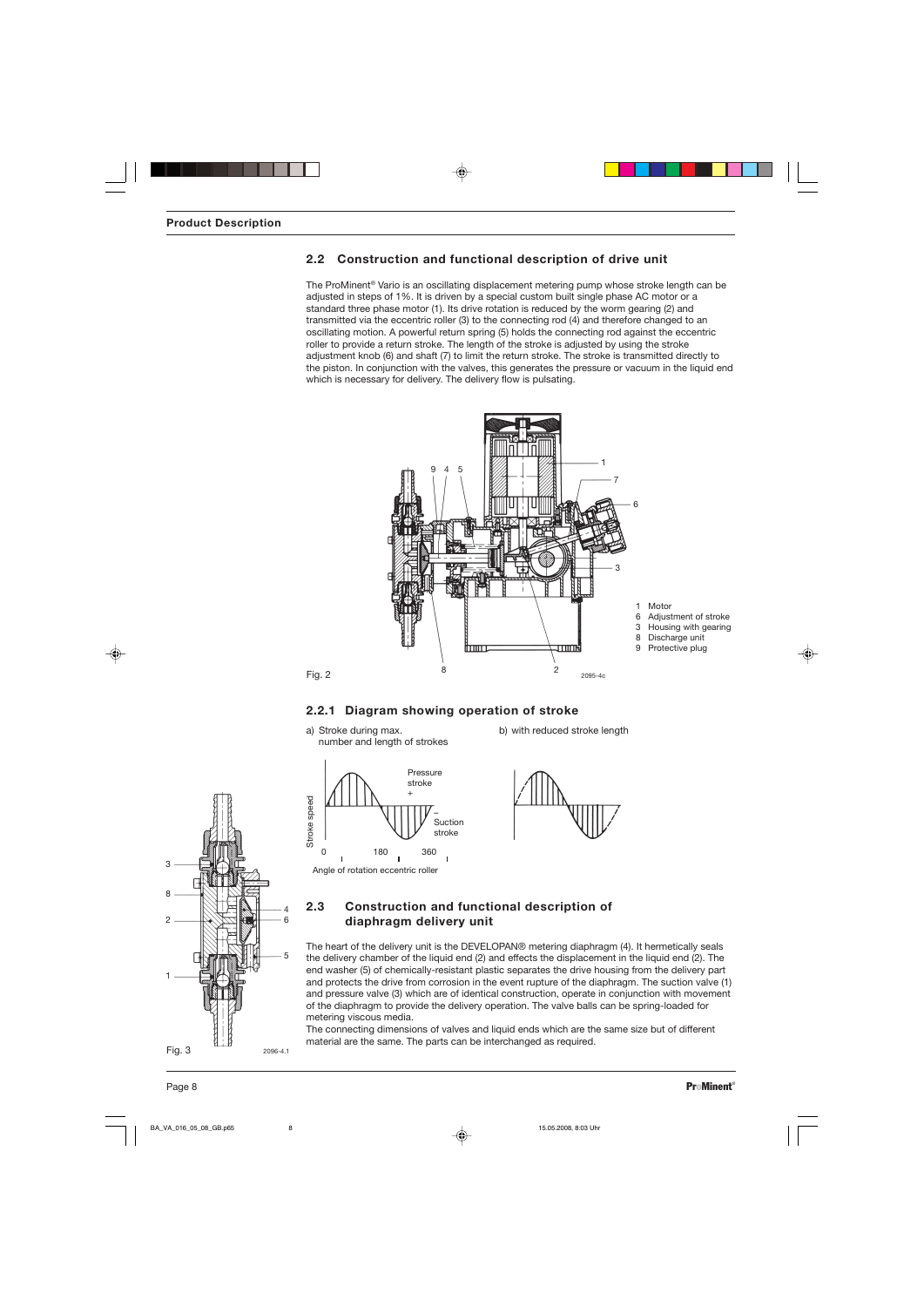## 2.2 Construction and functional description of drive unit

The ProMinent® Vario is an oscillating displacement metering pump whose stroke length can be adjusted in steps of 1%. It is driven by a special custom built single phase AC motor or a standard three phase motor (1). Its drive rotation is reduced by the worm gearing (2) and transmitted via the eccentric roller (3) to the connecting rod (4) and therefore changed to an oscillating motion. A powerful return spring (5) holds the connecting rod against the eccentric roller to provide a return stroke. The length of the stroke is adjusted by using the stroke adjustment knob (6) and shaft (7) to limit the return stroke. The stroke is transmitted directly to the piston. In conjunction with the valves, this generates the pressure or vacuum in the liquid end which is necessary for delivery. The delivery flow is pulsating.

1 Motor
6 Adjustment of stroke
3 Housing with gearing
8 Discharge unit
9 Protective plug

Fig. 2

### 2.2.1 Diagram showing operation of stroke

a) Stroke during max. number and length of strokes

b) with reduced stroke length

Fig. 3

## 2.3 Construction and functional description of diaphragm delivery unit

The heart of the delivery unit is the DEVELOPAN® metering diaphragm (4). It hermetically seals the delivery chamber of the liquid end (2) and effects the displacement in the liquid end (2). The end washer (5) of chemically-resistant plastic separates the drive housing from the delivery part and protects the drive from corrosion in the event rupture of the diaphragm. The suction valve (1) and pressure valve (3) which are of identical construction, operate in conjunction with movement of the diaphragm to provide the delivery operation. The valve balls can be spring-loaded for metering viscous media.

The connecting dimensions of valves and liquid ends which are the same size but of different material are the same. The parts can be interchanged as required.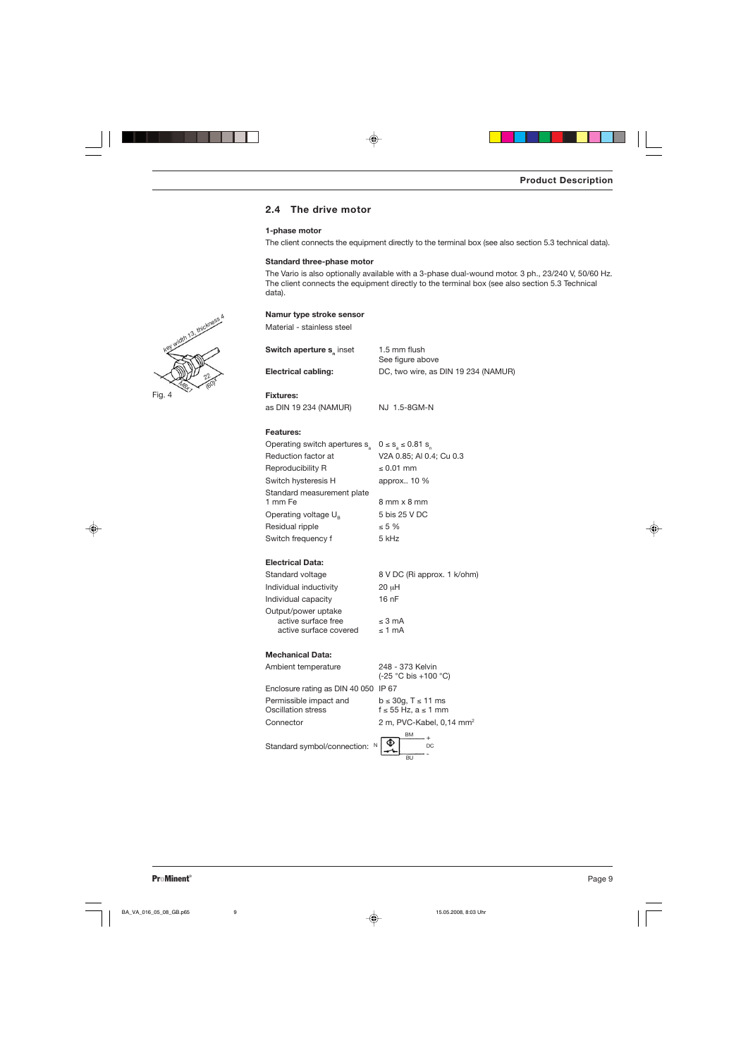## 2.4 The drive motor

### 1-phase motor

The client connects the equipment directly to the terminal box (see also section 5.3 technical data).

### Standard three-phase motor

The Vario is also optionally available with a 3-phase dual-wound motor. 3 ph., 23/240 V, 50/60 Hz. The client connects the equipment directly to the terminal box (see also section 5.3 Technical data).

### Namur type stroke sensor

Material - stainless steel

key width 13, thickness 4

Fig. 4

| | |
|---|---|
| **Switch aperture $s_n$** inset | 1.5 mm flush<br>See figure above |
| **Electrical cabling:** | DC, two wire, as DIN 19 234 (NAMUR) |

**Fixtures:**

| | |
|---|---|
| as DIN 19 234 (NAMUR) | NJ 1.5-8GM-N |

**Features:**

| | |
|---|---|
| Operating switch apertures $s_a$ | $0 \le s_a \le 0.81\ s_n$ |
| Reduction factor at | V2A 0.85; Al 0.4; Cu 0.3 |
| Reproducibility R | ≤ 0.01 mm |
| Switch hysteresis H | approx.. 10 % |
| Standard measurement plate 1 mm Fe | 8 mm x 8 mm |
| Operating voltage $U_B$ | 5 bis 25 V DC |
| Residual ripple | ≤ 5 % |
| Switch frequency f | 5 kHz |

**Electrical Data:**

| | |
|---|---|
| Standard voltage | 8 V DC (Ri approx. 1 k/ohm) |
| Individual inductivity | 20 µH |
| Individual capacity | 16 nF |
| Output/power uptake | |
| active surface free | ≤ 3 mA |
| active surface covered | ≤ 1 mA |

**Mechanical Data:**

| | |
|---|---|
| Ambient temperature | 248 - 373 Kelvin<br>(-25 °C bis +100 °C) |
| Enclosure rating as DIN 40 050 | IP 67 |
| Permissible impact and Oscillation stress | b ≤ 30g, T ≤ 11 ms<br>f ≤ 55 Hz, a ≤ 1 mm |
| Connector | 2 m, PVC-Kabel, 0,14 mm² |
| Standard symbol/connection: | N, BM +, DC, BU - |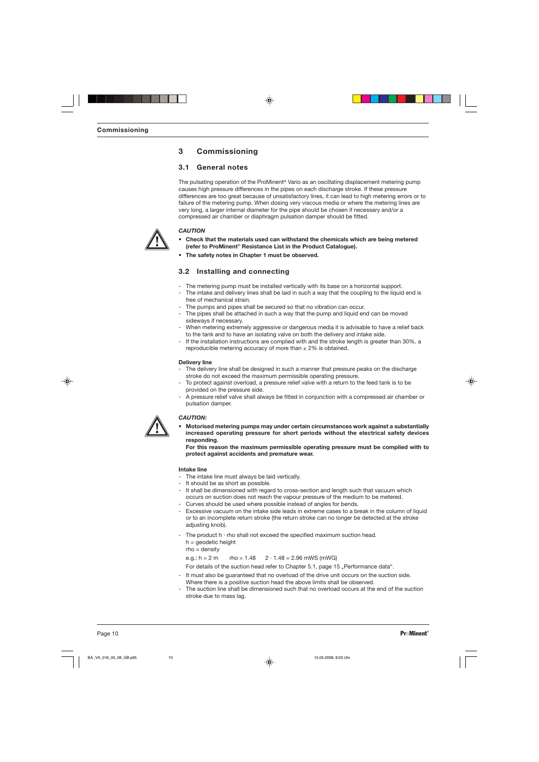# 3 Commissioning

## 3.1 General notes

The pulsating operation of the ProMinent® Vario as an oscillating displacement metering pump causes high pressure differences in the pipes on each discharge stroke. If these pressure differences are too great because of unsatisfactory lines, it can lead to high metering errors or to failure of the metering pump. When dosing very viscous media or where the metering lines are very long, a larger internal diameter for the pipe should be chosen if necessary and/or a compressed air chamber or diaphragm pulsation damper should be fitted.

***CAUTION***

- **Check that the materials used can withstand the chemicals which are being metered (refer to ProMinent® Resistance List in the Product Catalogue).**
- **The safety notes in Chapter 1 must be observed.**

## 3.2 Installing and connecting

- The metering pump must be installed vertically with its base on a horizontal support.
- The intake and delivery lines shall be laid in such a way that the coupling to the liquid end is free of mechanical strain.
- The pumps and pipes shall be secured so that no vibration can occur.
- The pipes shall be attached in such a way that the pump and liquid end can be moved sideways if necessary.
- When metering extremely aggressive or dangerous media it is advisable to have a relief back to the tank and to have an isolating valve on both the delivery and intake side.
- If the installation instructions are complied with and the stroke length is greater than 30%, a reproducible metering accuracy of more than ± 2% is obtained.

**Delivery line**

- The delivery line shall be designed in such a manner that pressure peaks on the discharge stroke do not exceed the maximum permissible operating pressure.
- To protect against overload, a pressure relief valve with a return to the feed tank is to be provided on the pressure side.
- A pressure relief valve shall always be fitted in conjunction with a compressed air chamber or pulsation damper.

***CAUTION:***

- **Motorised metering pumps may under certain circumstances work against a substantially increased operating pressure for short periods without the electrical safety devices responding.**
  **For this reason the maximum permissible operating pressure must be complied with to protect against accidents and premature wear.**

**Intake line**

- The intake line must always be laid vertically.
- It should be as short as possible.
- It shall be dimensioned with regard to cross-section and length such that vacuum which occurs on suction does not reach the vapour pressure of the medium to be metered.
- Curves should be used where possible instead of angles for bends.
- Excessive vacuum on the intake side leads in extreme cases to a break in the column of liquid or to an incomplete return stroke (the return stroke can no longer be detected at the stroke adjusting knob).
- The product h · rho shall not exceed the specified maximum suction head.
  h = geodetic height
  rho = density

  e.g.: h = 2 m  rho = 1.48  2 · 1.48 = 2.96 mWS (mWG)

  For details of the suction head refer to Chapter 5.1, page 15 „Performance data".
- It must also be guaranteed that no overload of the drive unit occurs on the suction side. Where there is a positive suction head the above limits shall be observed.
- The suction line shall be dimensioned such that no overload occurs at the end of the suction stroke due to mass lag.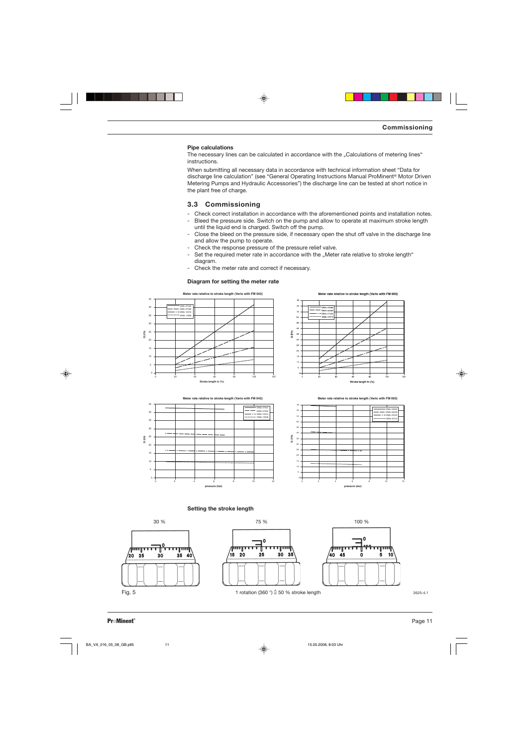## Commissioning

**Pipe calculations**

The necessary lines can be calculated in accordance with the „Calculations of metering lines" instructions.

When submitting all necessary data in accordance with technical information sheet "Data for discharge line calculation" (see "General Operating Instructions Manual ProMinent® Motor Driven Metering Pumps and Hydraulic Accessories") the discharge line can be tested at short notice in the plant free of charge.

## 3.3 Commissioning

- Check correct installation in accordance with the aforementioned points and installation notes.
- Bleed the pressure side. Switch on the pump and allow to operate at maximum stroke length until the liquid end is charged. Switch off the pump.
- Close the bleed on the pressure side, if necessary open the shut off valve in the discharge line and allow the pump to operate.
- Check the response pressure of the pressure relief valve.
- Set the required meter rate in accordance with the „Meter rate relative to stroke length" diagram.
- Check the meter rate and correct if necessary.

**Diagram for setting the meter rate**

Meter rate relative to stroke length (Vario with FM 042)

Meter rate relative to stroke length (Vario with FM 063)

Meter rate relative to stroke length (Vario with FM 042)

Meter rate relative to stroke length (Vario with FM 063)

**Setting the stroke length**

30 % 75 % 100 %

Fig. 5 1 rotation (360 °) ≙ 50 % stroke length

2625-4.1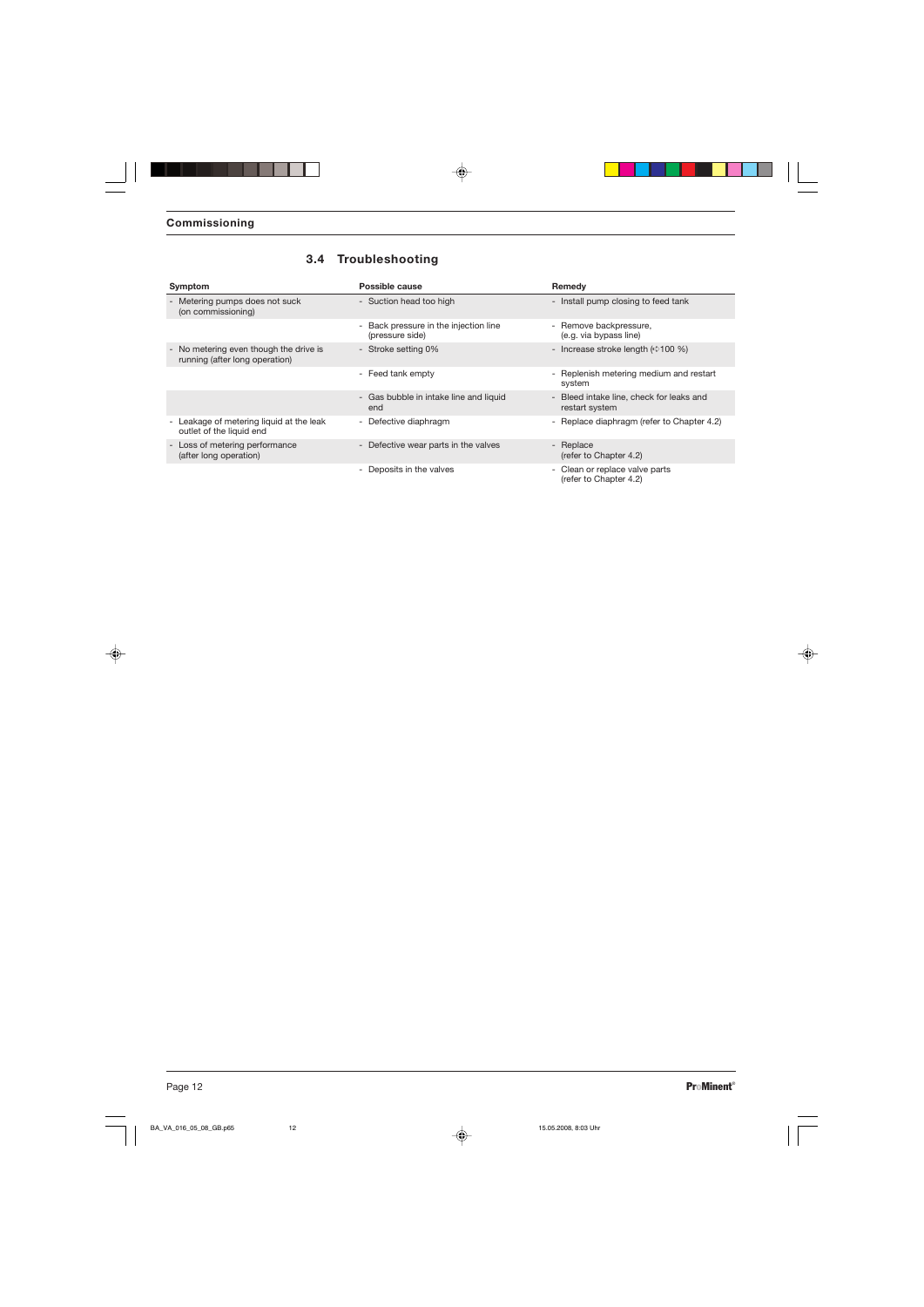## Commissioning

### 3.4 Troubleshooting

| Symptom | Possible cause | Remedy |
|---|---|---|
| - Metering pumps does not suck (on commissioning) | - Suction head too high | - Install pump closing to feed tank |
| | - Back pressure in the injection line (pressure side) | - Remove backpressure, (e.g. via bypass line) |
| - No metering even though the drive is running (after long operation) | - Stroke setting 0% | - Increase stroke length (⇨100 %) |
| | - Feed tank empty | - Replenish metering medium and restart system |
| | - Gas bubble in intake line and liquid end | - Bleed intake line, check for leaks and restart system |
| - Leakage of metering liquid at the leak outlet of the liquid end | - Defective diaphragm | - Replace diaphragm (refer to Chapter 4.2) |
| - Loss of metering performance (after long operation) | - Defective wear parts in the valves | - Replace (refer to Chapter 4.2) |
| | - Deposits in the valves | - Clean or replace valve parts (refer to Chapter 4.2) |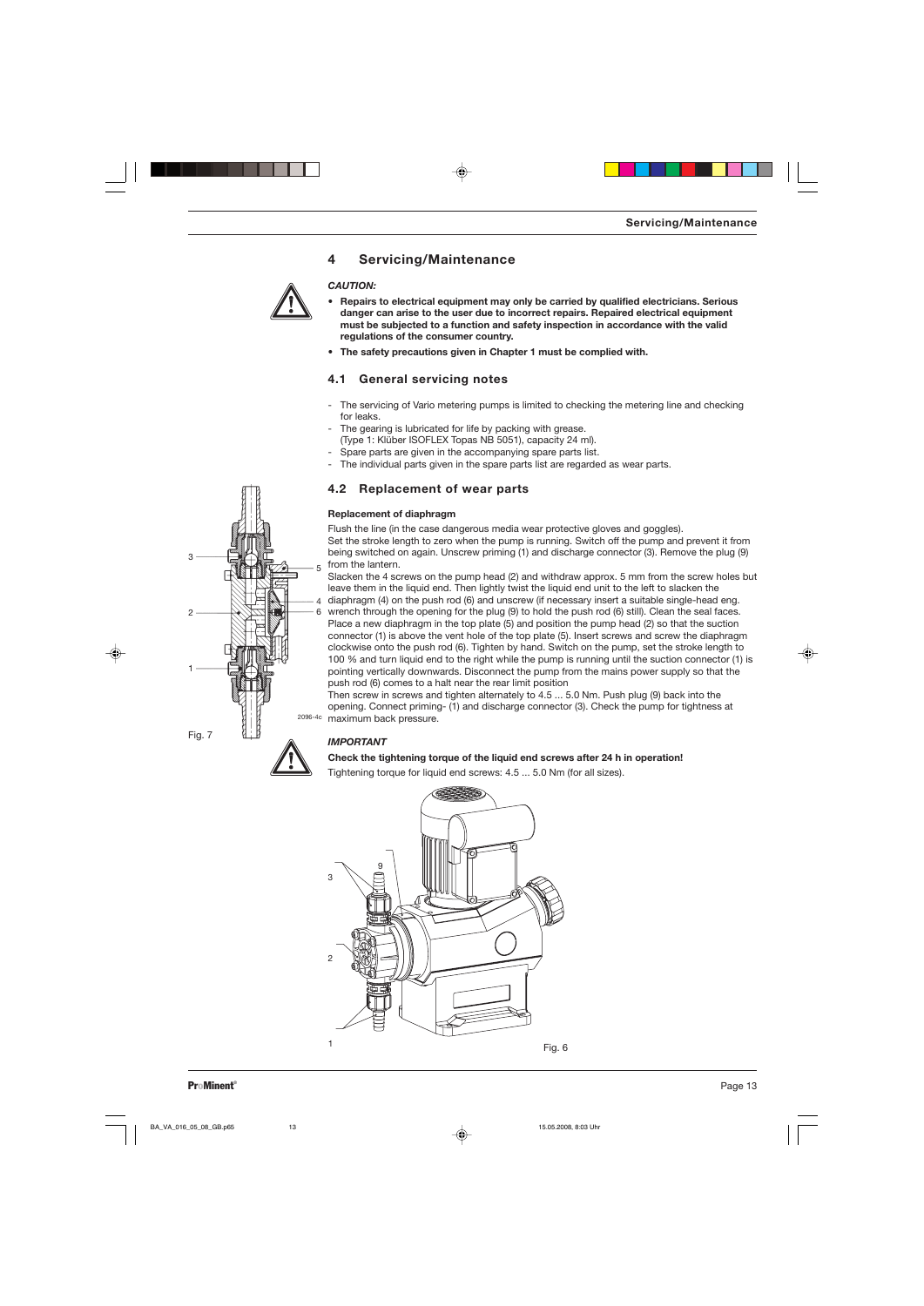# 4 Servicing/Maintenance

***CAUTION:***

- **Repairs to electrical equipment may only be carried by qualified electricians. Serious danger can arise to the user due to incorrect repairs. Repaired electrical equipment must be subjected to a function and safety inspection in accordance with the valid regulations of the consumer country.**
- **The safety precautions given in Chapter 1 must be complied with.**

## 4.1 General servicing notes

- The servicing of Vario metering pumps is limited to checking the metering line and checking for leaks.
- The gearing is lubricated for life by packing with grease. (Type 1: Klüber ISOFLEX Topas NB 5051), capacity 24 ml).
- Spare parts are given in the accompanying spare parts list.
- The individual parts given in the spare parts list are regarded as wear parts.

## 4.2 Replacement of wear parts

**Replacement of diaphragm**

Flush the line (in the case dangerous media wear protective gloves and goggles).
Set the stroke length to zero when the pump is running. Switch off the pump and prevent it from being switched on again. Unscrew priming (1) and discharge connector (3). Remove the plug (9) from the lantern.
Slacken the 4 screws on the pump head (2) and withdraw approx. 5 mm from the screw holes but leave them in the liquid end. Then lightly twist the liquid end unit to the left to slacken the diaphragm (4) on the push rod (6) and unscrew (if necessary insert a suitable single-head eng. wrench through the opening for the plug (9) to hold the push rod (6) still). Clean the seal faces. Place a new diaphragm in the top plate (5) and position the pump head (2) so that the suction connector (1) is above the vent hole of the top plate (5). Insert screws and screw the diaphragm clockwise onto the push rod (6). Tighten by hand. Switch on the pump, set the stroke length to 100 % and turn liquid end to the right while the pump is running until the suction connector (1) is pointing vertically downwards. Disconnect the pump from the mains power supply so that the push rod (6) comes to a halt near the rear limit position
Then screw in screws and tighten alternately to 4.5 ... 5.0 Nm. Push plug (9) back into the opening. Connect priming- (1) and discharge connector (3). Check the pump for tightness at maximum back pressure.

2096-4c

Fig. 7

***IMPORTANT***

**Check the tightening torque of the liquid end screws after 24 h in operation!**

Tightening torque for liquid end screws: 4.5 ... 5.0 Nm (for all sizes).

Fig. 6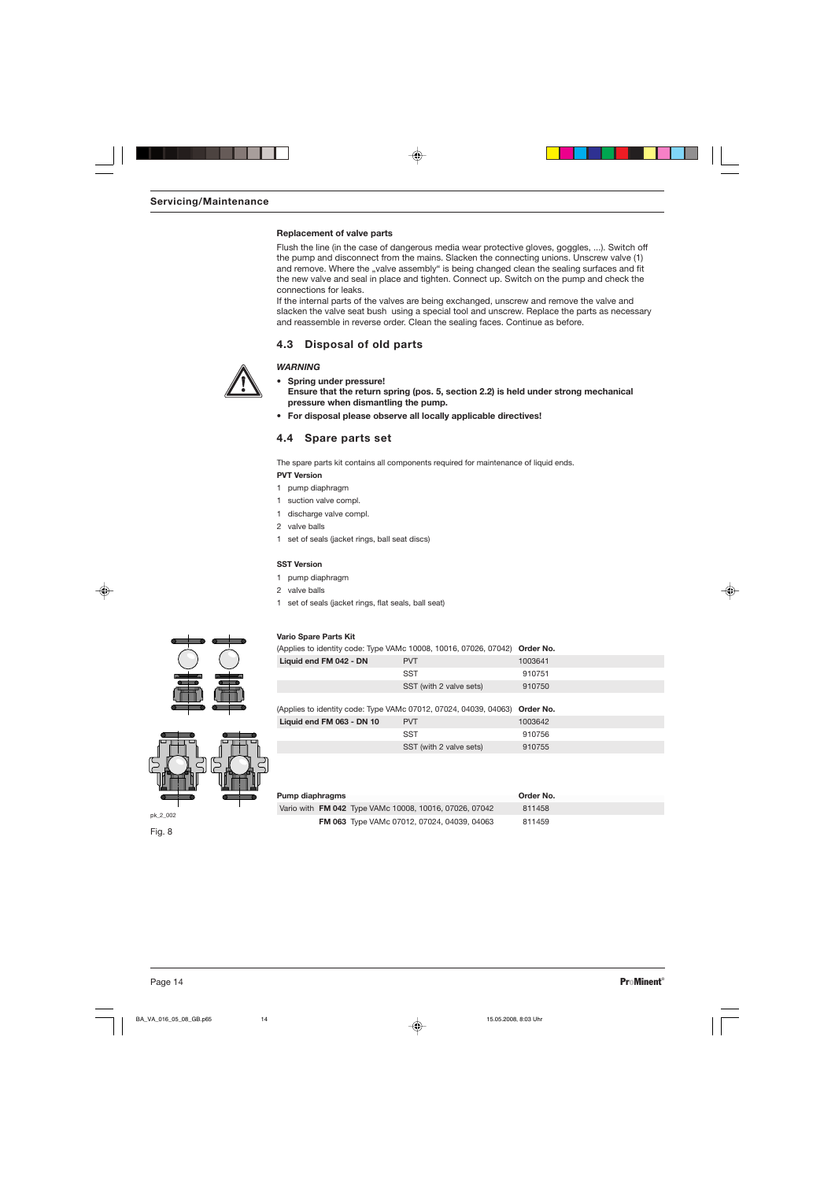## Servicing/Maintenance

**Replacement of valve parts**

Flush the line (in the case of dangerous media wear protective gloves, goggles, ...). Switch off the pump and disconnect from the mains. Slacken the connecting unions. Unscrew valve (1) and remove. Where the „valve assembly" is being changed clean the sealing surfaces and fit the new valve and seal in place and tighten. Connect up. Switch on the pump and check the connections for leaks.

If the internal parts of the valves are being exchanged, unscrew and remove the valve and slacken the valve seat bush using a special tool and unscrew. Replace the parts as necessary and reassemble in reverse order. Clean the sealing faces. Continue as before.

## 4.3 Disposal of old parts

***WARNING***

- **Spring under pressure!**
  **Ensure that the return spring (pos. 5, section 2.2) is held under strong mechanical pressure when dismantling the pump.**
- **For disposal please observe all locally applicable directives!**

## 4.4 Spare parts set

The spare parts kit contains all components required for maintenance of liquid ends.

**PVT Version**

1 pump diaphragm
1 suction valve compl.
1 discharge valve compl.
2 valve balls
1 set of seals (jacket rings, ball seat discs)

**SST Version**

1 pump diaphragm
2 valve balls
1 set of seals (jacket rings, flat seals, ball seat)

pk_2_002

Fig. 8

**Vario Spare Parts Kit**

| (Applies to identity code: Type VAMc 10008, 10016, 07026, 07042) | | **Order No.** |
|---|---|---|
| **Liquid end FM 042 - DN** | PVT | 1003641 |
| | SST | 910751 |
| | SST (with 2 valve sets) | 910750 |

| (Applies to identity code: Type VAMc 07012, 07024, 04039, 04063) | | **Order No.** |
|---|---|---|
| **Liquid end FM 063 - DN 10** | PVT | 1003642 |
| | SST | 910756 |
| | SST (with 2 valve sets) | 910755 |

| **Pump diaphragms** | **Order No.** |
|---|---|
| Vario with **FM 042** Type VAMc 10008, 10016, 07026, 07042 | 811458 |
| **FM 063** Type VAMc 07012, 07024, 04039, 04063 | 811459 |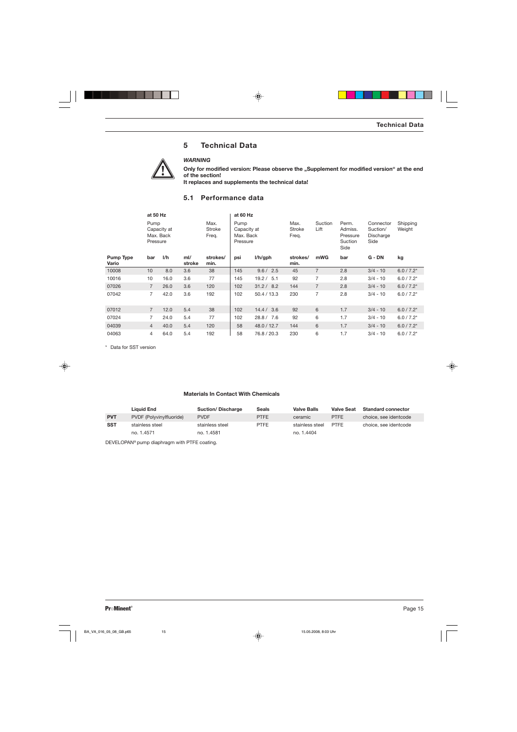## 5 Technical Data

***WARNING***

**Only for modified version: Please observe the „Supplement for modified version" at the end of the section!**
**It replaces and supplements the technical data!**

### 5.1 Performance data

| | at 50 Hz | | | | at 60 Hz | | | | | | |
|---|---|---|---|---|---|---|---|---|---|---|---|
| | Pump Capacity at Max. Back Pressure | | | Max. Stroke Freq. | Pump Capacity at Max. Back Pressure | | Max. Stroke Freq. | Suction Lift | Perm. Admiss. Pressure Suction Side | Connector Suction/ Discharge Side | Shipping Weight |
| **Pump Type Vario** | **bar** | **l/h** | **ml/ stroke** | **strokes/ min.** | **psi** | **l/h/gph** | **strokes/ min.** | **mWG** | **bar** | **G - DN** | **kg** |
| 10008 | 10 | 8.0 | 3.6 | 38 | 145 | 9.6 / 2.5 | 45 | 7 | 2.8 | 3/4 - 10 | 6.0 / 7.2* |
| 10016 | 10 | 16.0 | 3.6 | 77 | 145 | 19.2 / 5.1 | 92 | 7 | 2.8 | 3/4 - 10 | 6.0 / 7.2* |
| 07026 | 7 | 26.0 | 3.6 | 120 | 102 | 31.2 / 8.2 | 144 | 7 | 2.8 | 3/4 - 10 | 6.0 / 7.2* |
| 07042 | 7 | 42.0 | 3.6 | 192 | 102 | 50.4 / 13.3 | 230 | 7 | 2.8 | 3/4 - 10 | 6.0 / 7.2* |
| 07012 | 7 | 12.0 | 5.4 | 38 | 102 | 14.4 / 3.6 | 92 | 6 | 1.7 | 3/4 - 10 | 6.0 / 7.2* |
| 07024 | 7 | 24.0 | 5.4 | 77 | 102 | 28.8 / 7.6 | 92 | 6 | 1.7 | 3/4 - 10 | 6.0 / 7.2* |
| 04039 | 4 | 40.0 | 5.4 | 120 | 58 | 48.0 / 12.7 | 144 | 6 | 1.7 | 3/4 - 10 | 6.0 / 7.2* |
| 04063 | 4 | 64.0 | 5.4 | 192 | 58 | 76.8 / 20.3 | 230 | 6 | 1.7 | 3/4 - 10 | 6.0 / 7.2* |

* Data for SST version

**Materials In Contact With Chemicals**

| | Liquid End | Suction/ Discharge | Seals | Valve Balls | Valve Seat | Standard connector |
|---|---|---|---|---|---|---|
| **PVT** | PVDF (Polyvinylfluoride) | PVDF | PTFE | ceramic | PTFE | choice, see identcode |
| **SST** | stainless steel no. 1.4571 | stainless steel no. 1.4581 | PTFE | stainless steel no. 1.4404 | PTFE | choice, see identcode |

DEVELOPAN® pump diaphragm with PTFE coating.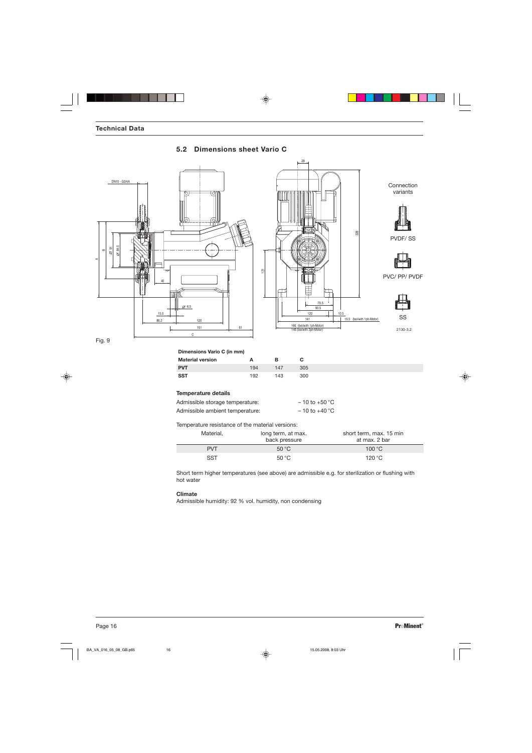## 5.2 Dimensions sheet Vario C

Fig. 9

**Dimensions Vario C (in mm)**

| Material version | A | B | C |
|---|---|---|---|
| **PVT** | 194 | 147 | 305 |
| **SST** | 192 | 143 | 300 |

**Temperature details**

| | |
|---|---|
| Admissible storage temperature: | – 10 to +50 °C |
| Admissible ambient temperature: | – 10 to +40 °C |

Temperature resistance of the material versions:

| Material, | long term, at max. back pressure | short term, max. 15 min at max. 2 bar |
|---|---|---|
| PVT | 50 °C | 100 °C |
| SST | 50 °C | 120 °C |

Short term higher temperatures (see above) are admissible e.g. for sterilization or flushing with hot water

**Climate**

Admissible humidity: 92 % vol. humidity, non condensing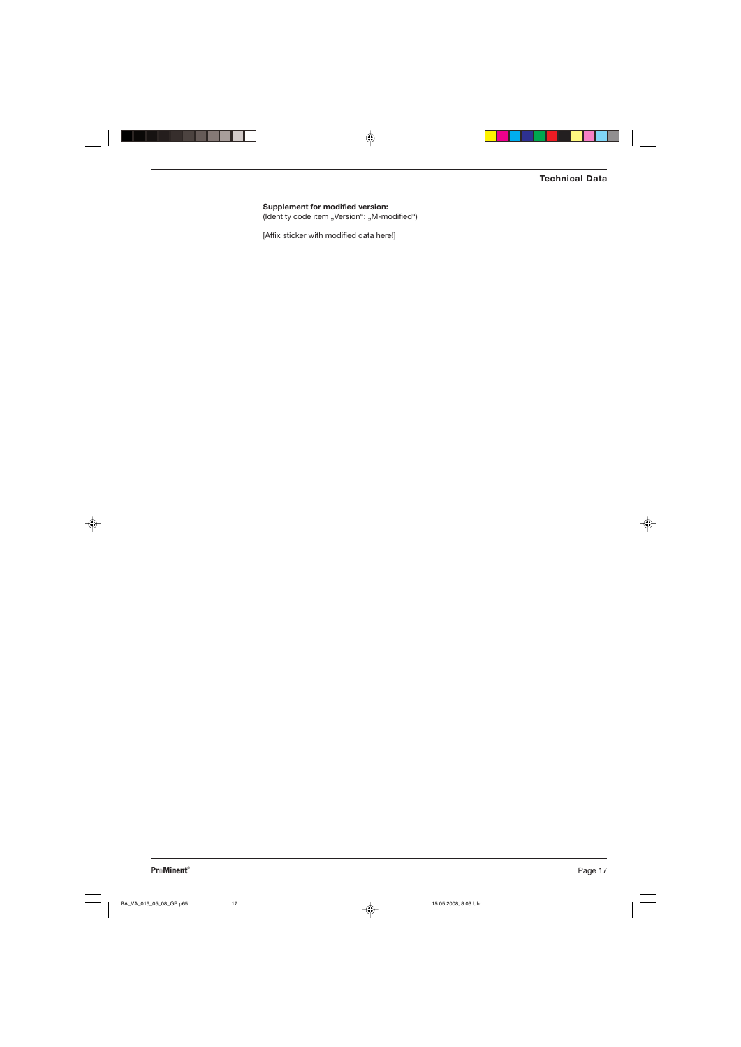**Supplement for modified version:**
(Identity code item „Version“: „M-modified“)

[Affix sticker with modified data here!]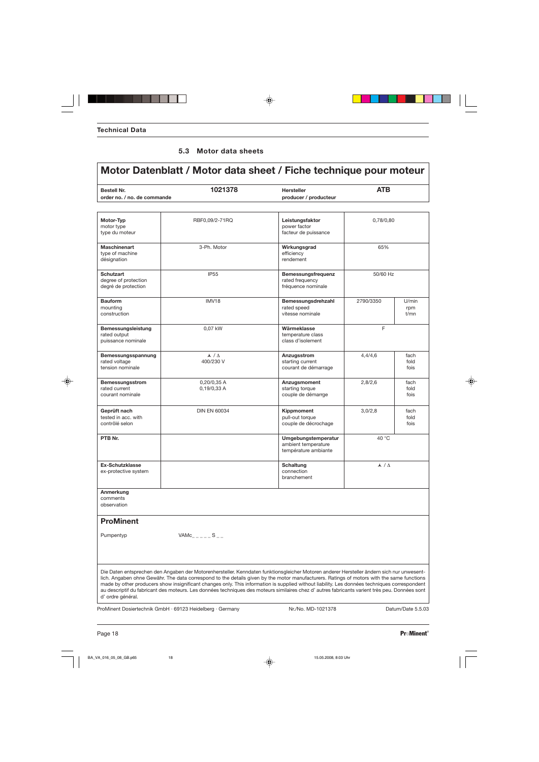## Technical Data

### 5.3 Motor data sheets

# Motor Datenblatt / Motor data sheet / Fiche technique pour moteur

| **Bestell Nr.** order no. / no. de commande | **1021378** | **Hersteller** producer / producteur | **ATB** |
|---|---|---|---|

| | | | | |
|---|---|---|---|---|
| **Motor-Typ** motor type type du moteur | RBF0,09/2-71RQ | **Leistungsfaktor** power factor facteur de puissance | 0,78/0,80 | |
| **Maschinenart** type of machine désignation | 3-Ph. Motor | **Wirkungsgrad** efficiency rendement | 65% | |
| **Schutzart** degree of protection degré de protection | IP55 | **Bemessungsfrequenz** rated frequency fréquence nominale | 50/60 Hz | |
| **Bauform** mounting construction | IMV18 | **Bemessungsdrehzahl** rated speed vitesse nominale | 2790/3350 | U/min rpm t/mn |
| **Bemessungsleistung** rated output puissance nominale | 0,07 kW | **Wärmeklasse** temperature class class d'isolement | F | |
| **Bemessungsspannung** rated voltage tension nominale | ⅄ / Δ 400/230 V | **Anzugsstrom** starting current courant de démarrage | 4,4/4,6 | fach fold fois |
| **Bemessungsstrom** rated current courant nominale | 0,20/0,35 A 0,19/0,33 A | **Anzugsmoment** starting torque couple de démarrge | 2,8/2,6 | fach fold fois |
| **Geprüft nach** tested in acc. with contrôlé selon | DIN EN 60034 | **Kippmoment** pull-out torque couple de décrochage | 3,0/2,8 | fach fold fois |
| **PTB Nr.** | | **Umgebungstemperatur** ambient temperature température ambiante | 40 °C | |
| **Ex-Schutzklasse** ex-protective system | | **Schaltung** connection branchement | ⅄ / Δ | |
| **Anmerkung** comments observation | | | | |

## ProMinent

Pumpentyp VAMc_ _ _ _ _ S _ _

Die Daten entsprechen den Angaben der Motorenhersteller. Kenndaten funktionsgleicher Motoren anderer Hersteller ändern sich nur unwesentlich. Angaben ohne Gewähr. The data correspond to the details given by the motor manufacturers. Ratings of motors with the same functions made by other producers show insignificant changes only. This information is supplied without liability. Les données techniques correspondent au descriptif du fabricant des moteurs. Les données techniques des moteurs similaires chez d' autres fabricants varient très peu. Données sont d' ordre général.

ProMinent Dosiertechnik GmbH · 69123 Heidelberg · Germany    Nr./No. MD-1021378    Datum/Date 5.5.03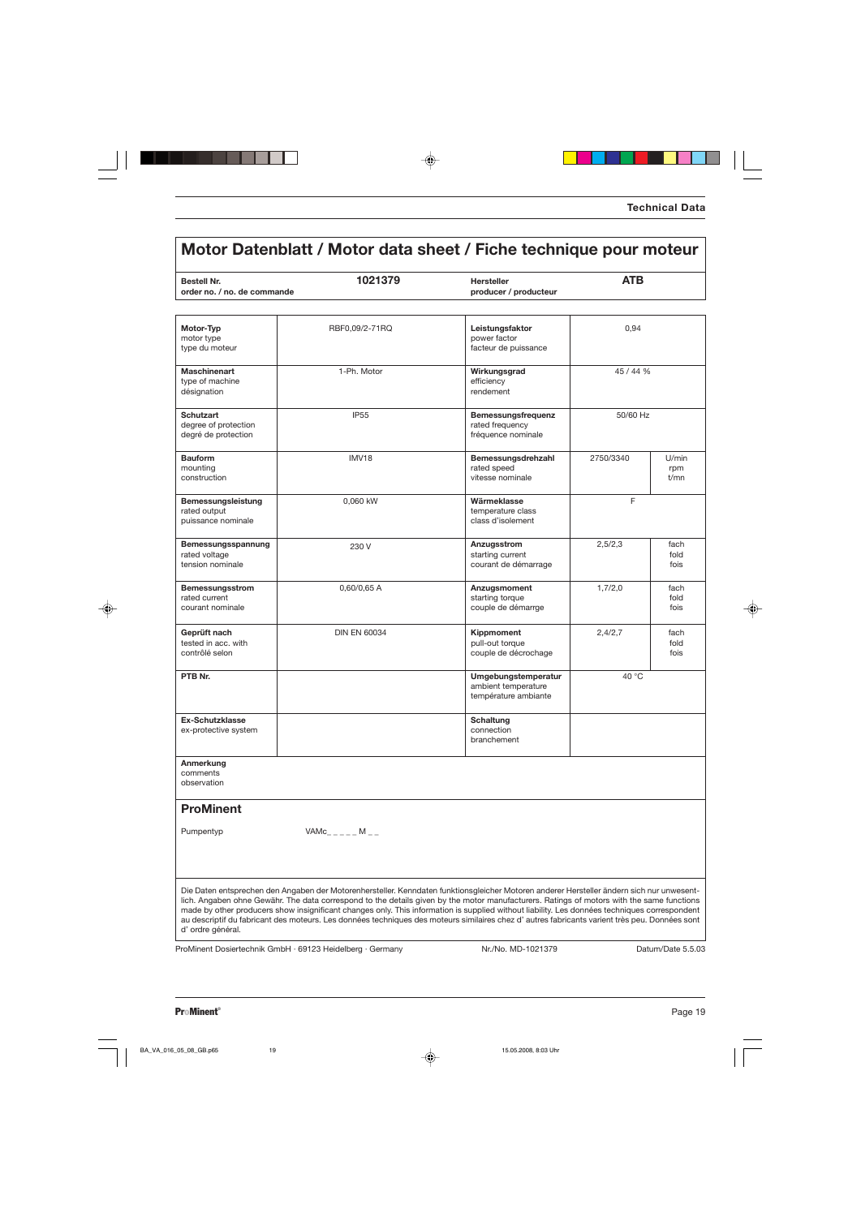# Motor Datenblatt / Motor data sheet / Fiche technique pour moteur

| **Bestell Nr.**<br>**order no. / no. de commande** | **1021379** | **Hersteller**<br>**producer / producteur** | **ATB** |
|---|---|---|---|

| | | | | |
|---|---|---|---|---|
| **Motor-Typ**<br>motor type<br>type du moteur | RBF0,09/2-71RQ | **Leistungsfaktor**<br>power factor<br>facteur de puissance | 0,94 | |
| **Maschinenart**<br>type of machine<br>désignation | 1-Ph. Motor | **Wirkungsgrad**<br>efficiency<br>rendement | 45 / 44 % | |
| **Schutzart**<br>degree of protection<br>degré de protection | IP55 | **Bemessungsfrequenz**<br>rated frequency<br>fréquence nominale | 50/60 Hz | |
| **Bauform**<br>mounting<br>construction | IMV18 | **Bemessungsdrehzahl**<br>rated speed<br>vitesse nominale | 2750/3340 | U/min<br>rpm<br>t/mn |
| **Bemessungsleistung**<br>rated output<br>puissance nominale | 0,060 kW | **Wärmeklasse**<br>temperature class<br>class d'isolement | F | |
| **Bemessungsspannung**<br>rated voltage<br>tension nominale | 230 V | **Anzugsstrom**<br>starting current<br>courant de démarrage | 2,5/2,3 | fach<br>fold<br>fois |
| **Bemessungsstrom**<br>rated current<br>courant nominale | 0,60/0,65 A | **Anzugsmoment**<br>starting torque<br>couple de démarrge | 1,7/2,0 | fach<br>fold<br>fois |
| **Geprüft nach**<br>tested in acc. with<br>contrôlé selon | DIN EN 60034 | **Kippmoment**<br>pull-out torque<br>couple de décrochage | 2,4/2,7 | fach<br>fold<br>fois |
| **PTB Nr.** | | **Umgebungstemperatur**<br>ambient temperature<br>température ambiante | 40 °C | |
| **Ex-Schutzklasse**<br>ex-protective system | | **Schaltung**<br>connection<br>branchement | | |

**Anmerkung**
comments
observation

## ProMinent

Pumpentyp VAMc_ _ _ _ _ M _ _

Die Daten entsprechen den Angaben der Motorenhersteller. Kenndaten funktionsgleicher Motoren anderer Hersteller ändern sich nur unwesentlich. Angaben ohne Gewähr. The data correspond to the details given by the motor manufacturers. Ratings of motors with the same functions made by other producers show insignificant changes only. This information is supplied without liability. Les données techniques correspondent au descriptif du fabricant des moteurs. Les données techniques des moteurs similaires chez d' autres fabricants varient très peu. Données sont d' ordre général.

ProMinent Dosiertechnik GmbH · 69123 Heidelberg · Germany Nr./No. MD-1021379 Datum/Date 5.5.03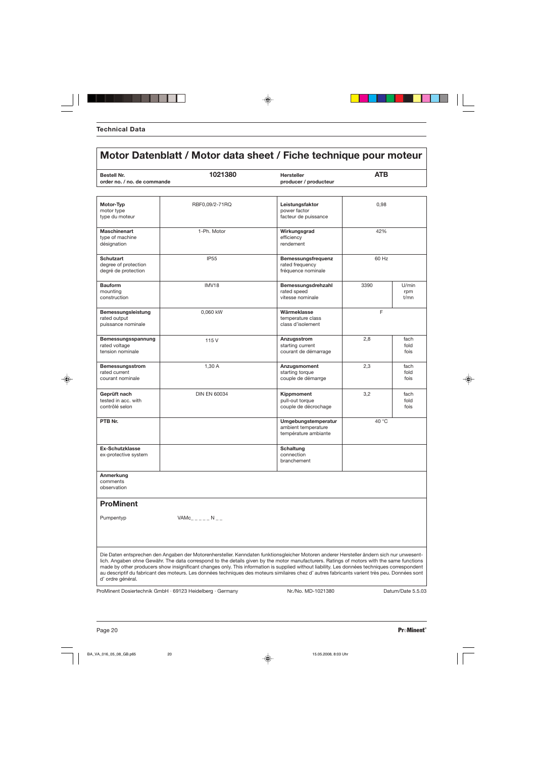## Technical Data

# Motor Datenblatt / Motor data sheet / Fiche technique pour moteur

| **Bestell Nr.**<br>**order no. / no. de commande** | **1021380** | **Hersteller**<br>**producer / producteur** | **ATB** |
|---|---|---|---|

| | | | | |
|---|---|---|---|---|
| **Motor-Typ**<br>motor type<br>type du moteur | RBF0,09/2-71RQ | **Leistungsfaktor**<br>power factor<br>facteur de puissance | 0,98 | |
| **Maschinenart**<br>type of machine<br>désignation | 1-Ph. Motor | **Wirkungsgrad**<br>efficiency<br>rendement | 42% | |
| **Schutzart**<br>degree of protection<br>degré de protection | IP55 | **Bemessungsfrequenz**<br>rated frequency<br>fréquence nominale | 60 Hz | |
| **Bauform**<br>mounting<br>construction | IMV18 | **Bemessungsdrehzahl**<br>rated speed<br>vitesse nominale | 3390 | U/min<br>rpm<br>t/mn |
| **Bemessungsleistung**<br>rated output<br>puissance nominale | 0,060 kW | **Wärmeklasse**<br>temperature class<br>class d'isolement | F | |
| **Bemessungsspannung**<br>rated voltage<br>tension nominale | 115 V | **Anzugsstrom**<br>starting current<br>courant de démarrage | 2,8 | fach<br>fold<br>fois |
| **Bemessungsstrom**<br>rated current<br>courant nominale | 1,30 A | **Anzugsmoment**<br>starting torque<br>couple de démarrge | 2,3 | fach<br>fold<br>fois |
| **Geprüft nach**<br>tested in acc. with<br>contrôlé selon | DIN EN 60034 | **Kippmoment**<br>pull-out torque<br>couple de décrochage | 3,2 | fach<br>fold<br>fois |
| **PTB Nr.** | | **Umgebungstemperatur**<br>ambient temperature<br>température ambiante | 40 °C | |
| **Ex-Schutzklasse**<br>ex-protective system | | **Schaltung**<br>connection<br>branchement | | |

**Anmerkung**
comments
observation

**ProMinent**

Pumpentyp VAMc_ _ _ _ _ N _ _

Die Daten entsprechen den Angaben der Motorenhersteller. Kenndaten funktionsgleicher Motoren anderer Hersteller ändern sich nur unwesentlich. Angaben ohne Gewähr. The data correspond to the details given by the motor manufacturers. Ratings of motors with the same functions made by other producers show insignificant changes only. This information is supplied without liability. Les données techniques correspondent au descriptif du fabricant des moteurs. Les données techniques des moteurs similaires chez d' autres fabricants varient très peu. Données sont d' ordre général.

ProMinent Dosiertechnik GmbH · 69123 Heidelberg · Germany — Nr./No. MD-1021380 — Datum/Date 5.5.03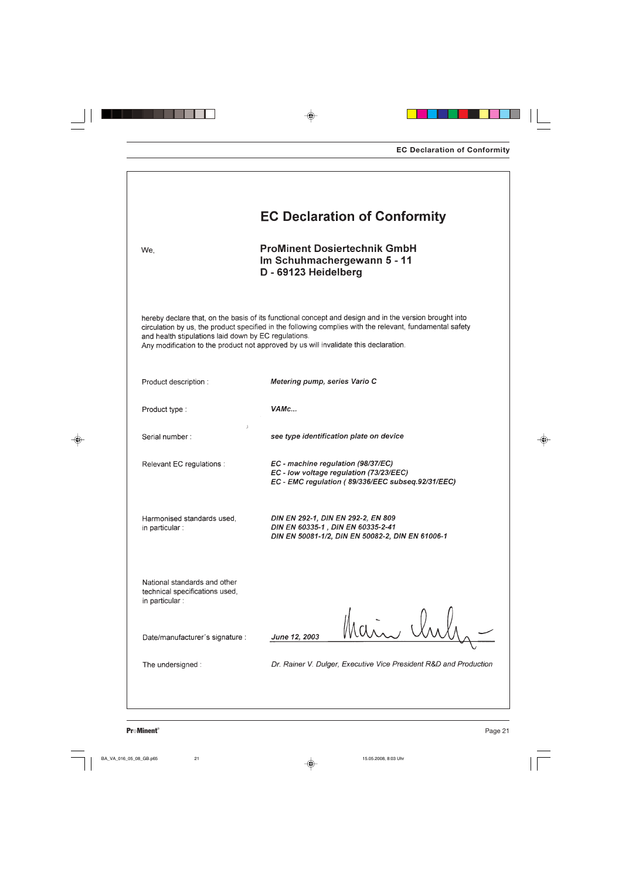# EC Declaration of Conformity

We,

**ProMinent Dosiertechnik GmbH**
**Im Schuhmachergewann 5 - 11**
**D - 69123 Heidelberg**

hereby declare that, on the basis of its functional concept and design and in the version brought into circulation by us, the product specified in the following complies with the relevant, fundamental safety and health stipulations laid down by EC regulations.
Any modification to the product not approved by us will invalidate this declaration.

| | |
|---|---|
| Product description : | ***Metering pump, series Vario C*** |
| Product type : | ***VAMc...*** |
| Serial number : | ***see type identification plate on device*** |
| Relevant EC regulations : | ***EC - machine regulation (98/37/EC)***<br>***EC - low voltage regulation (73/23/EEC)***<br>***EC - EMC regulation ( 89/336/EEC subseq.92/31/EEC)*** |
| Harmonised standards used, in particular : | ***DIN EN 292-1, DIN EN 292-2, EN 809***<br>***DIN EN 60335-1 , DIN EN 60335-2-41***<br>***DIN EN 50081-1/2, DIN EN 50082-2, DIN EN 61006-1*** |
| National standards and other technical specifications used, in particular : | |
| Date/manufacturer´s signature : | ***June 12, 2003*** |
| The undersigned : | *Dr. Rainer V. Dulger, Executive Vice President R&D and Production* |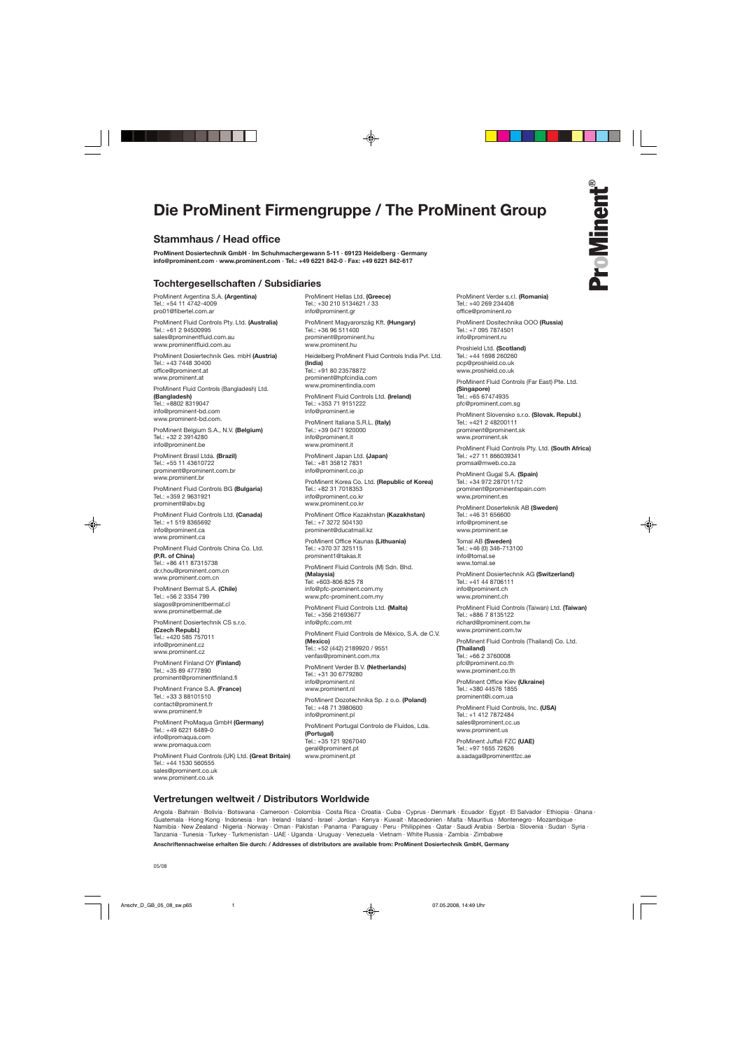# Die ProMinent Firmengruppe / The ProMinent Group

## Stammhaus / Head office

**ProMinent Dosiertechnik GmbH · Im Schuhmachergewann 5-11 · 69123 Heidelberg · Germany**
**info@prominent.com · www.prominent.com · Tel.: +49 6221 842-0 · Fax: +49 6221 842-617**

## Tochtergesellschaften / Subsidiaries

ProMinent Argentina S.A. **(Argentina)**
Tel.: +54 11 4742-4009
pro01@fibertel.com.ar

ProMinent Fluid Controls Pty. Ltd. **(Australia)**
Tel.: +61 2 94500995
sales@prominentfluid.com.au
www.prominentfluid.com.au

ProMinent Dosiertechnik Ges. mbH **(Austria)**
Tel.: +43 7448 30400
office@prominent.at
www.prominent.at

ProMinent Fluid Controls (Bangladesh) Ltd. **(Bangladesh)**
Tel.: +8802 8319047
info@prominent-bd.com
www.prominent-bd.com.

ProMinent Belgium S.A., N.V. **(Belgium)**
Tel.: +32 2 3914280
info@prominent.be

ProMinent Brasil Ltda. **(Brazil)**
Tel.: +55 11 43610722
prominent@prominent.com.br
www.prominent.br

ProMinent Fluid Controls BG **(Bulgaria)**
Tel.: +359 2 9631921
prominent@abv.bg

ProMinent Fluid Controls Ltd. **(Canada)**
Tel.: +1 519 8365692
info@prominent.ca
www.prominent.ca

ProMinent Fluid Controls China Co. Ltd. **(P.R. of China)**
Tel.: +86 411 87315738
dr.r.hou@prominent.com.cn
www.prominent.com.cn

ProMinent Bermat S.A. **(Chile)**
Tel.: +56 2 3354 799
slagos@prominentbermat.cl
www.prominetbermat.de

ProMinent Dosiertechnik CS s.r.o. **(Czech Republ.)**
Tel.: +420 585 757011
info@prominent.cz
www.prominent.cz

ProMinent Finland OY **(Finland)**
Tel.: +35 89 4777890
prominent@prominentfinland.fi

ProMinent France S.A. **(France)**
Tel.: +33 3 88101510
contact@prominent.fr
www.prominent.fr

ProMinent ProMaqua GmbH **(Germany)**
Tel.: +49 6221 6489-0
info@promaqua.com
www.promaqua.com

ProMinent Fluid Controls (UK) Ltd. **(Great Britain)**
Tel.: +44 1530 560555
sales@prominent.co.uk
www.prominent.co.uk

ProMinent Hellas Ltd. **(Greece)**
Tel.: +30 210 5134621 / 33
info@prominent.gr

ProMinent Magyarország Kft. **(Hungary)**
Tel.: +36 96 511400
prominent@prominent.hu
www.prominent.hu

Heidelberg ProMinent Fluid Controls India Pvt. Ltd. **(India)**
Tel.: +91 80 23578872
prominent@hpfcindia.com
www.prominentindia.com

ProMinent Fluid Controls Ltd. **(Ireland)**
Tel.: +353 71 9151222
info@prominent.ie

ProMinent Italiana S.R.L. **(Italy)**
Tel.: +39 0471 920000
info@prominent.it
www.prominent.it

ProMinent Japan Ltd. **(Japan)**
Tel.: +81 35812 7831
info@prominent.co.jp

ProMinent Korea Co. Ltd. **(Republic of Korea)**
Tel.: +82 31 7018353
info@prominent.co.kr
www.prominent.co.kr

ProMinent Office Kazakhstan **(Kazakhstan)**
Tel.: +7 3272 504130
prominent@ducatmail.kz

ProMinent Office Kaunas **(Lithuania)**
Tel.: +370 37 325115
prominent1@takas.lt

ProMinent Fluid Controls (M) Sdn. Bhd. **(Malaysia)**
Tel: +603-806 825 78
info@pfc-prominent.com.my
www.pfc-prominent.com.my

ProMinent Fluid Controls Ltd. **(Malta)**
Tel.: +356 21693677
info@pfc.com.mt

ProMinent Fluid Controls de México, S.A. de C.V. **(Mexico)**
Tel.: +52 (442) 2189920 / 9551
ventas@prominent.com.mx

ProMinent Verder B.V. **(Netherlands)**
Tel.: +31 30 6779280
info@prominent.nl
www.prominent.nl

ProMinent Dozotechnika Sp. z o.o. **(Poland)**
Tel.: +48 71 3980600
info@prominent.pl

ProMinent Portugal Controlo de Fluidos, Lda. **(Portugal)**
Tel.: +35 121 9267040
geral@prominent.pt
www.prominent.pt

ProMinent Verder s.r.l. **(Romania)**
Tel.: +40 269 234408
office@prominent.ro

ProMinent Dositechnika OOO **(Russia)**
Tel.: +7 095 7874501
info@prominent.ru

Proshield Ltd. **(Scotland)**
Tel.: +44 1698 260260
pcp@proshield.co.uk
www.proshield.co.uk

ProMinent Fluid Controls (Far East) Pte. Ltd. **(Singapore)**
Tel.: +65 67474935
pfc@prominent.com.sg

ProMinent Slovensko s.r.o. **(Slovak. Republ.)**
Tel.: +421 2 48200111
prominent@prominent.sk
www.prominent.sk

ProMinent Fluid Controls Pty. Ltd. **(South Africa)**
Tel.: +27 11 866039341
promsa@mweb.co.za

ProMinent Gugal S.A. **(Spain)**
Tel.: +34 972 287011/12
prominent@prominentspain.com
www.prominent.es

ProMinent Doserteknik AB **(Sweden)**
Tel.: +46 31 656600
info@prominent.se
www.prominent.se

Tomal AB **(Sweden)**
Tel.: +46 (0) 346-713100
info@tomal.se
www.tomal.se

ProMinent Dosiertechnik AG **(Switzerland)**
Tel.: +41 44 8706111
info@prominent.ch
www.prominent.ch

ProMinent Fluid Controls (Taiwan) Ltd. **(Taiwan)**
Tel.: +886 7 8135122
richard@prominent.com.tw
www.prominent.com.tw

ProMinent Fluid Controls (Thailand) Co. Ltd. **(Thailand)**
Tel.: +66 2 3760008
pfc@prominent.co.th
www.prominent.co.th

ProMinent Office Kiev **(Ukraine)**
Tel.: +380 44576 1855
prominent@i.com.ua

ProMinent Fluid Controls, Inc. **(USA)**
Tel.: +1 412 7872484
sales@prominent.cc.us
www.prominent.us

ProMinent Juffali FZC **(UAE)**
Tel.: +97 1655 72626
a.sadaga@prominentfzc.ae

## Vertretungen weltweit / Distributors Worldwide

Angola · Bahrain · Bolivia · Botswana · Cameroon · Colombia · Costa Rica · Croatia · Cuba · Cyprus · Denmark · Ecuador · Egypt · El Salvador · Ethiopia · Ghana · Guatemala · Hong Kong · Indonesia · Iran · Ireland · Island · Israel · Jordan · Kenya · Kuwait · Macedonien · Malta · Mauritius · Montenegro · Mozambique · Namibia · New Zealand · Nigeria · Norway · Oman · Pakistan · Panama · Paraguay · Peru · Philippines · Qatar · Saudi Arabia · Serbia · Slovenia · Sudan · Syria · Tanzania · Tunesia · Turkey · Turkmenistan · UAE · Uganda · Uruguay · Venezuela · Vietnam · White Russia · Zambia · Zimbabwe

**Anschriftennachweise erhalten Sie durch: / Addresses of distributors are available from: ProMinent Dosiertechnik GmbH, Germany**

05/08